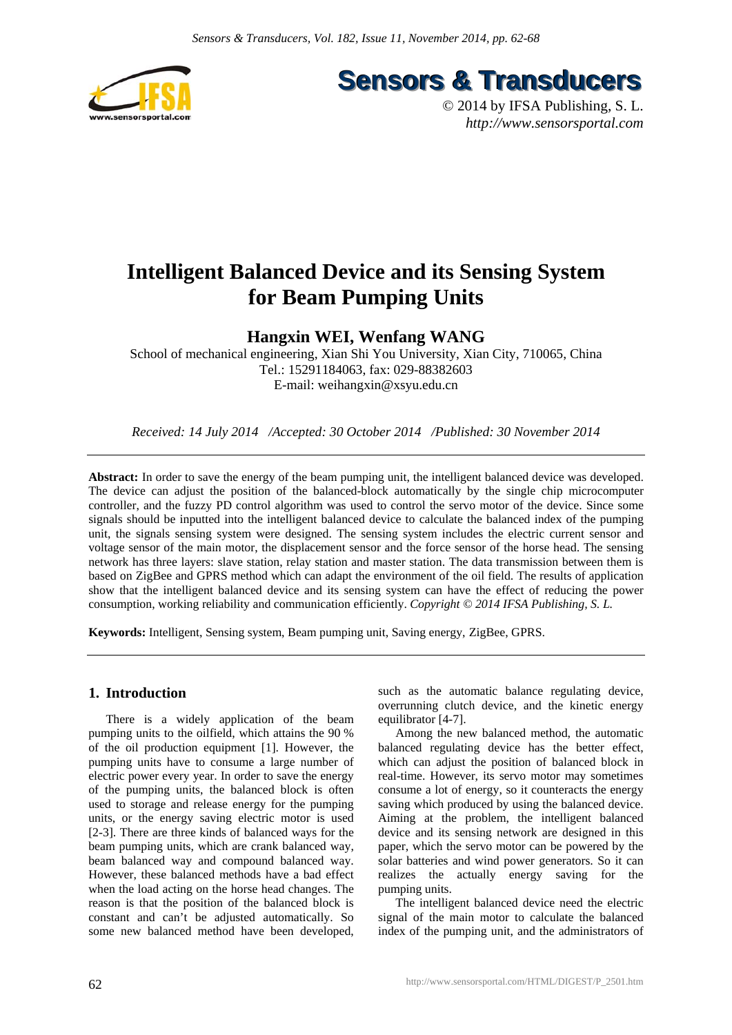# Intelligent Balanced Device and its Sensing System for Beam Pumping Units

## Hangxin WEI, Wenfang WANG

School of mechanical engineering, Xian Shi You University, Xian City, 710065, China
Tel.: 15291184063, fax: 029-88382603
E-mail: weihangxin@xsyu.edu.cn

*Received: 14 July 2014 /Accepted: 30 October 2014 /Published: 30 November 2014*

---

**Abstract:** In order to save the energy of the beam pumping unit, the intelligent balanced device was developed. The device can adjust the position of the balanced-block automatically by the single chip microcomputer controller, and the fuzzy PD control algorithm was used to control the servo motor of the device. Since some signals should be inputted into the intelligent balanced device to calculate the balanced index of the pumping unit, the signals sensing system were designed. The sensing system includes the electric current sensor and voltage sensor of the main motor, the displacement sensor and the force sensor of the horse head. The sensing network has three layers: slave station, relay station and master station. The data transmission between them is based on ZigBee and GPRS method which can adapt the environment of the oil field. The results of application show that the intelligent balanced device and its sensing system can have the effect of reducing the power consumption, working reliability and communication efficiently. *Copyright © 2014 IFSA Publishing, S. L.*

**Keywords:** Intelligent, Sensing system, Beam pumping unit, Saving energy, ZigBee, GPRS.

---

## 1. Introduction

There is a widely application of the beam pumping units to the oilfield, which attains the 90 % of the oil production equipment [1]. However, the pumping units have to consume a large number of electric power every year. In order to save the energy of the pumping units, the balanced block is often used to storage and release energy for the pumping units, or the energy saving electric motor is used [2-3]. There are three kinds of balanced ways for the beam pumping units, which are crank balanced way, beam balanced way and compound balanced way. However, these balanced methods have a bad effect when the load acting on the horse head changes. The reason is that the position of the balanced block is constant and can't be adjusted automatically. So some new balanced method have been developed, such as the automatic balance regulating device, overrunning clutch device, and the kinetic energy equilibrator [4-7].

Among the new balanced method, the automatic balanced regulating device has the better effect, which can adjust the position of balanced block in real-time. However, its servo motor may sometimes consume a lot of energy, so it counteracts the energy saving which produced by using the balanced device. Aiming at the problem, the intelligent balanced device and its sensing network are designed in this paper, which the servo motor can be powered by the solar batteries and wind power generators. So it can realizes the actually energy saving for the pumping units.

The intelligent balanced device need the electric signal of the main motor to calculate the balanced index of the pumping unit, and the administrators of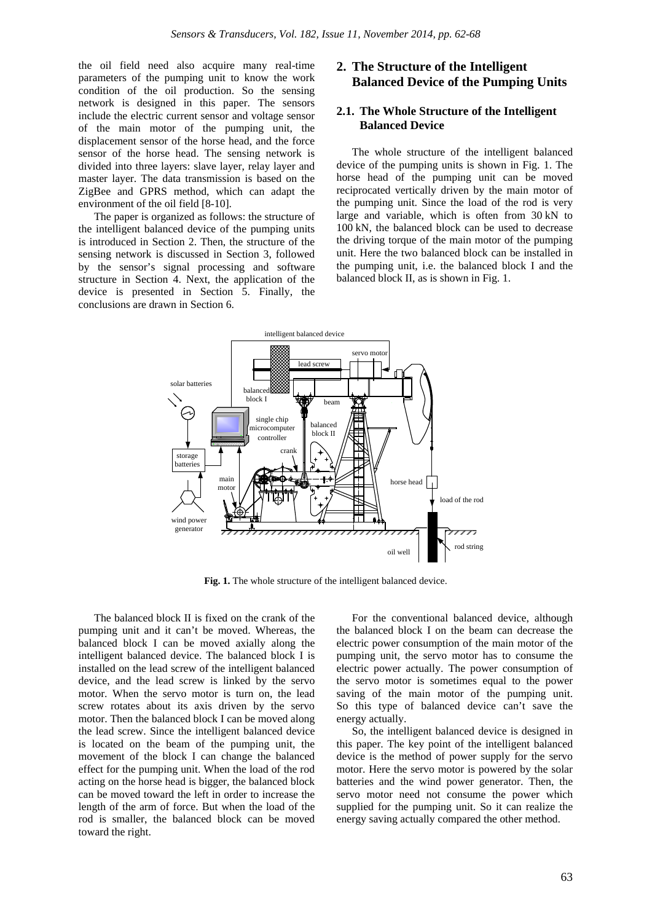the oil field need also acquire many real-time parameters of the pumping unit to know the work condition of the oil production. So the sensing network is designed in this paper. The sensors include the electric current sensor and voltage sensor of the main motor of the pumping unit, the displacement sensor of the horse head, and the force sensor of the horse head. The sensing network is divided into three layers: slave layer, relay layer and master layer. The data transmission is based on the ZigBee and GPRS method, which can adapt the environment of the oil field [8-10].

The paper is organized as follows: the structure of the intelligent balanced device of the pumping units is introduced in Section 2. Then, the structure of the sensing network is discussed in Section 3, followed by the sensor's signal processing and software structure in Section 4. Next, the application of the device is presented in Section 5. Finally, the conclusions are drawn in Section 6.

## 2. The Structure of the Intelligent Balanced Device of the Pumping Units

### 2.1. The Whole Structure of the Intelligent Balanced Device

The whole structure of the intelligent balanced device of the pumping units is shown in Fig. 1. The horse head of the pumping unit can be moved reciprocated vertically driven by the main motor of the pumping unit. Since the load of the rod is very large and variable, which is often from 30 kN to 100 kN, the balanced block can be used to decrease the driving torque of the main motor of the pumping unit. Here the two balanced block can be installed in the pumping unit, i.e. the balanced block I and the balanced block II, as is shown in Fig. 1.

**Fig. 1.** The whole structure of the intelligent balanced device.

The balanced block II is fixed on the crank of the pumping unit and it can't be moved. Whereas, the balanced block I can be moved axially along the intelligent balanced device. The balanced block I is installed on the lead screw of the intelligent balanced device, and the lead screw is linked by the servo motor. When the servo motor is turn on, the lead screw rotates about its axis driven by the servo motor. Then the balanced block I can be moved along the lead screw. Since the intelligent balanced device is located on the beam of the pumping unit, the movement of the block I can change the balanced effect for the pumping unit. When the load of the rod acting on the horse head is bigger, the balanced block can be moved toward the left in order to increase the length of the arm of force. But when the load of the rod is smaller, the balanced block can be moved toward the right.

For the conventional balanced device, although the balanced block I on the beam can decrease the electric power consumption of the main motor of the pumping unit, the servo motor has to consume the electric power actually. The power consumption of the servo motor is sometimes equal to the power saving of the main motor of the pumping unit. So this type of balanced device can't save the energy actually.

So, the intelligent balanced device is designed in this paper. The key point of the intelligent balanced device is the method of power supply for the servo motor. Here the servo motor is powered by the solar batteries and the wind power generator. Then, the servo motor need not consume the power which supplied for the pumping unit. So it can realize the energy saving actually compared the other method.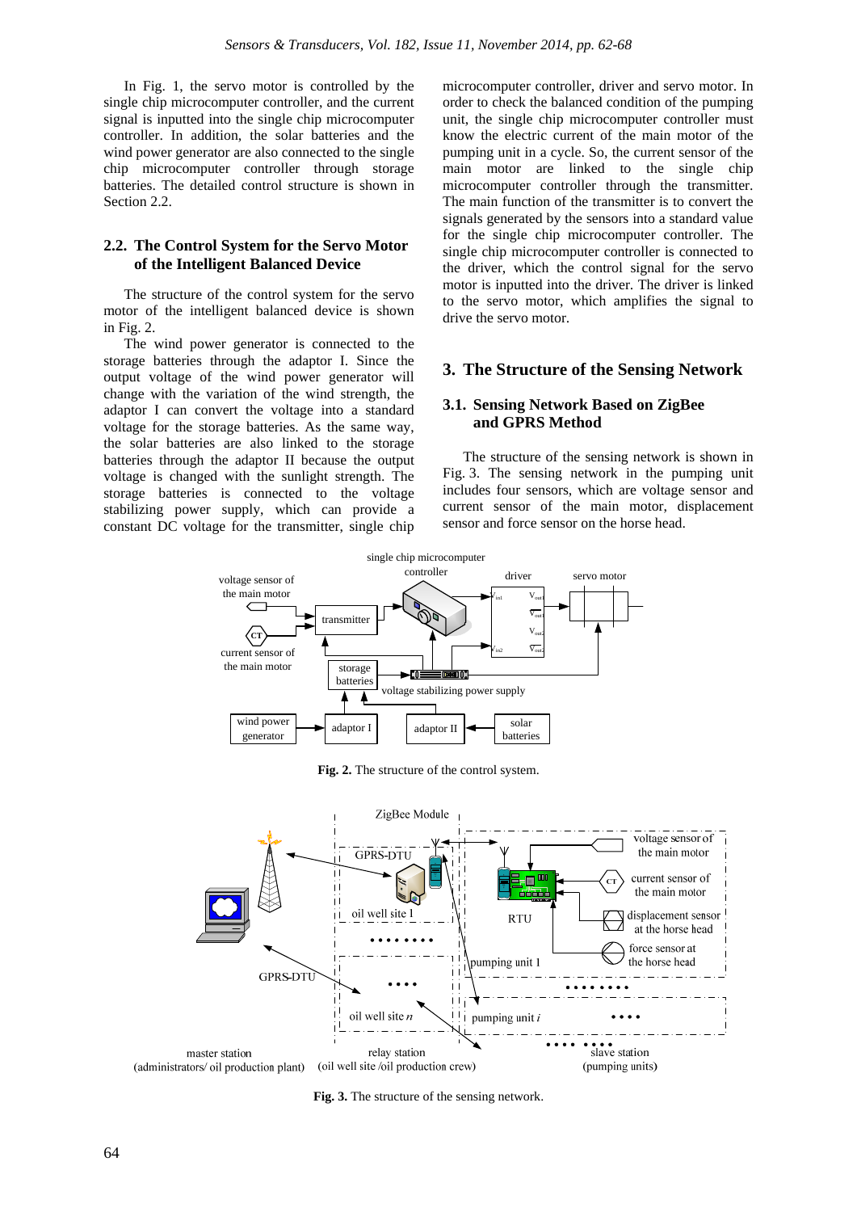In Fig. 1, the servo motor is controlled by the single chip microcomputer controller, and the current signal is inputted into the single chip microcomputer controller. In addition, the solar batteries and the wind power generator are also connected to the single chip microcomputer controller through storage batteries. The detailed control structure is shown in Section 2.2.

## 2.2. The Control System for the Servo Motor of the Intelligent Balanced Device

The structure of the control system for the servo motor of the intelligent balanced device is shown in Fig. 2.

The wind power generator is connected to the storage batteries through the adaptor I. Since the output voltage of the wind power generator will change with the variation of the wind strength, the adaptor I can convert the voltage into a standard voltage for the storage batteries. As the same way, the solar batteries are also linked to the storage batteries through the adaptor II because the output voltage is changed with the sunlight strength. The storage batteries is connected to the voltage stabilizing power supply, which can provide a constant DC voltage for the transmitter, single chip microcomputer controller, driver and servo motor. In order to check the balanced condition of the pumping unit, the single chip microcomputer controller must know the electric current of the main motor of the pumping unit in a cycle. So, the current sensor of the main motor are linked to the single chip microcomputer controller through the transmitter. The main function of the transmitter is to convert the signals generated by the sensors into a standard value for the single chip microcomputer controller. The single chip microcomputer controller is connected to the driver, which the control signal for the servo motor is inputted into the driver. The driver is linked to the servo motor, which amplifies the signal to drive the servo motor.

**Fig. 2.** The structure of the control system.

# 3. The Structure of the Sensing Network

## 3.1. Sensing Network Based on ZigBee and GPRS Method

The structure of the sensing network is shown in Fig. 3. The sensing network in the pumping unit includes four sensors, which are voltage sensor and current sensor of the main motor, displacement sensor and force sensor on the horse head.

**Fig. 3.** The structure of the sensing network.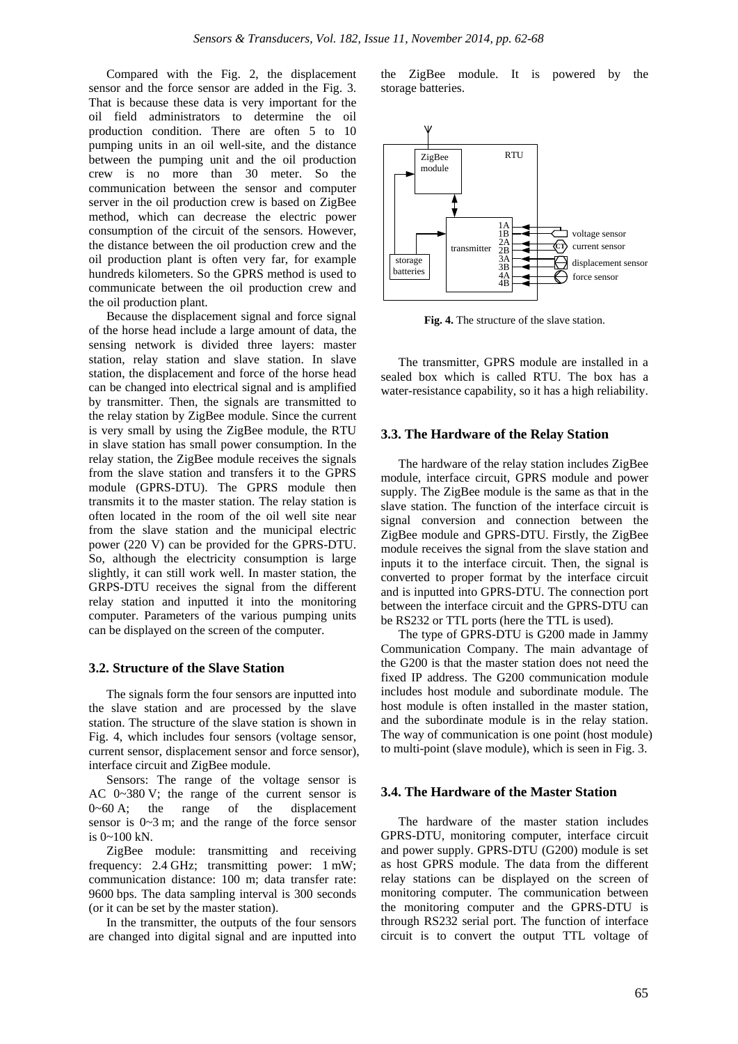Compared with the Fig. 2, the displacement sensor and the force sensor are added in the Fig. 3. That is because these data is very important for the oil field administrators to determine the oil production condition. There are often 5 to 10 pumping units in an oil well-site, and the distance between the pumping unit and the oil production crew is no more than 30 meter. So the communication between the sensor and computer server in the oil production crew is based on ZigBee method, which can decrease the electric power consumption of the circuit of the sensors. However, the distance between the oil production crew and the oil production plant is often very far, for example hundreds kilometers. So the GPRS method is used to communicate between the oil production crew and the oil production plant.

Because the displacement signal and force signal of the horse head include a large amount of data, the sensing network is divided three layers: master station, relay station and slave station. In slave station, the displacement and force of the horse head can be changed into electrical signal and is amplified by transmitter. Then, the signals are transmitted to the relay station by ZigBee module. Since the current is very small by using the ZigBee module, the RTU in slave station has small power consumption. In the relay station, the ZigBee module receives the signals from the slave station and transfers it to the GPRS module (GPRS-DTU). The GPRS module then transmits it to the master station. The relay station is often located in the room of the oil well site near from the slave station and the municipal electric power (220 V) can be provided for the GPRS-DTU. So, although the electricity consumption is large slightly, it can still work well. In master station, the GRPS-DTU receives the signal from the different relay station and inputted it into the monitoring computer. Parameters of the various pumping units can be displayed on the screen of the computer.

### 3.2. Structure of the Slave Station

The signals form the four sensors are inputted into the slave station and are processed by the slave station. The structure of the slave station is shown in Fig. 4, which includes four sensors (voltage sensor, current sensor, displacement sensor and force sensor), interface circuit and ZigBee module.

Sensors: The range of the voltage sensor is AC 0~380 V; the range of the current sensor is 0~60 A; the range of the displacement sensor is 0~3 m; and the range of the force sensor is 0~100 kN.

ZigBee module: transmitting and receiving frequency: 2.4 GHz; transmitting power: 1 mW; communication distance: 100 m; data transfer rate: 9600 bps. The data sampling interval is 300 seconds (or it can be set by the master station).

In the transmitter, the outputs of the four sensors are changed into digital signal and are inputted into the ZigBee module. It is powered by the storage batteries.

**Fig. 4.** The structure of the slave station.

The transmitter, GPRS module are installed in a sealed box which is called RTU. The box has a water-resistance capability, so it has a high reliability.

### 3.3. The Hardware of the Relay Station

The hardware of the relay station includes ZigBee module, interface circuit, GPRS module and power supply. The ZigBee module is the same as that in the slave station. The function of the interface circuit is signal conversion and connection between the ZigBee module and GPRS-DTU. Firstly, the ZigBee module receives the signal from the slave station and inputs it to the interface circuit. Then, the signal is converted to proper format by the interface circuit and is inputted into GPRS-DTU. The connection port between the interface circuit and the GPRS-DTU can be RS232 or TTL ports (here the TTL is used).

The type of GPRS-DTU is G200 made in Jammy Communication Company. The main advantage of the G200 is that the master station does not need the fixed IP address. The G200 communication module includes host module and subordinate module. The host module is often installed in the master station, and the subordinate module is in the relay station. The way of communication is one point (host module) to multi-point (slave module), which is seen in Fig. 3.

### 3.4. The Hardware of the Master Station

The hardware of the master station includes GPRS-DTU, monitoring computer, interface circuit and power supply. GPRS-DTU (G200) module is set as host GPRS module. The data from the different relay stations can be displayed on the screen of monitoring computer. The communication between the monitoring computer and the GPRS-DTU is through RS232 serial port. The function of interface circuit is to convert the output TTL voltage of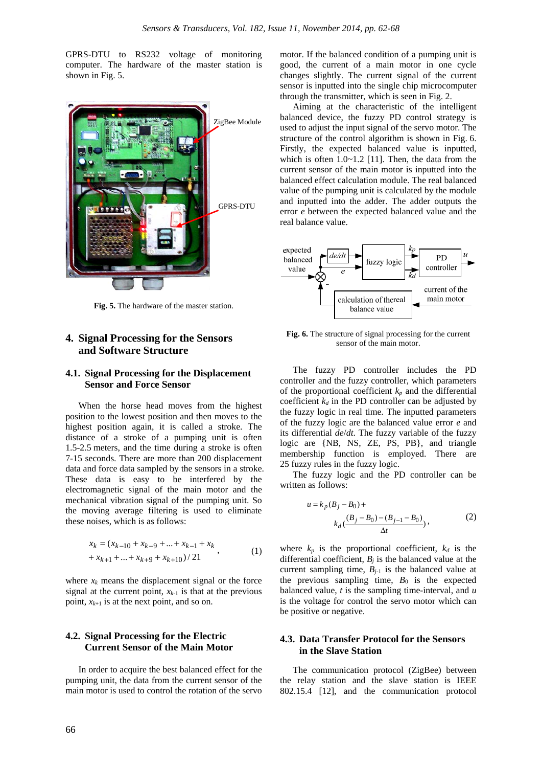GPRS-DTU to RS232 voltage of monitoring computer. The hardware of the master station is shown in Fig. 5.

**Fig. 5.** The hardware of the master station.

## 4. Signal Processing for the Sensors and Software Structure

### 4.1. Signal Processing for the Displacement Sensor and Force Sensor

When the horse head moves from the highest position to the lowest position and then moves to the highest position again, it is called a stroke. The distance of a stroke of a pumping unit is often 1.5-2.5 meters, and the time during a stroke is often 7-15 seconds. There are more than 200 displacement data and force data sampled by the sensors in a stroke. These data is easy to be interfered by the electromagnetic signal of the main motor and the mechanical vibration signal of the pumping unit. So the moving average filtering is used to eliminate these noises, which is as follows:

$$x_k = (x_{k-10} + x_{k-9} + ... + x_{k-1} + x_k + x_{k+1} + ... + x_{k+9} + x_{k+10})/21, \tag{1}$$

where $x_k$ means the displacement signal or the force signal at the current point, $x_{k-1}$ is that at the previous point, $x_{k+1}$ is at the next point, and so on.

### 4.2. Signal Processing for the Electric Current Sensor of the Main Motor

In order to acquire the best balanced effect for the pumping unit, the data from the current sensor of the main motor is used to control the rotation of the servo motor. If the balanced condition of a pumping unit is good, the current of a main motor in one cycle changes slightly. The current signal of the current sensor is inputted into the single chip microcomputer through the transmitter, which is seen in Fig. 2.

Aiming at the characteristic of the intelligent balanced device, the fuzzy PD control strategy is used to adjust the input signal of the servo motor. The structure of the control algorithm is shown in Fig. 6. Firstly, the expected balanced value is inputted, which is often 1.0~1.2 [11]. Then, the data from the current sensor of the main motor is inputted into the balanced effect calculation module. The real balanced value of the pumping unit is calculated by the module and inputted into the adder. The adder outputs the error $e$ between the expected balanced value and the real balance value.

**Fig. 6.** The structure of signal processing for the current sensor of the main motor.

The fuzzy PD controller includes the PD controller and the fuzzy controller, which parameters of the proportional coefficient $k_p$ and the differential coefficient $k_d$ in the PD controller can be adjusted by the fuzzy logic in real time. The inputted parameters of the fuzzy logic are the balanced value error $e$ and its differential $de/dt$. The fuzzy variable of the fuzzy logic are {NB, NS, ZE, PS, PB}, and triangle membership function is employed. There are 25 fuzzy rules in the fuzzy logic.

The fuzzy logic and the PD controller can be written as follows:

$$u = k_p(B_j - B_0) + k_d\left(\frac{(B_j - B_0) - (B_{j-1} - B_0)}{\Delta t}\right), \tag{2}$$

where $k_p$ is the proportional coefficient, $k_d$ is the differential coefficient, $B_j$ is the balanced value at the current sampling time, $B_{j-1}$ is the balanced value at the previous sampling time, $B_0$ is the expected balanced value, $t$ is the sampling time-interval, and $u$ is the voltage for control the servo motor which can be positive or negative.

### 4.3. Data Transfer Protocol for the Sensors in the Slave Station

The communication protocol (ZigBee) between the relay station and the slave station is IEEE 802.15.4 [12], and the communication protocol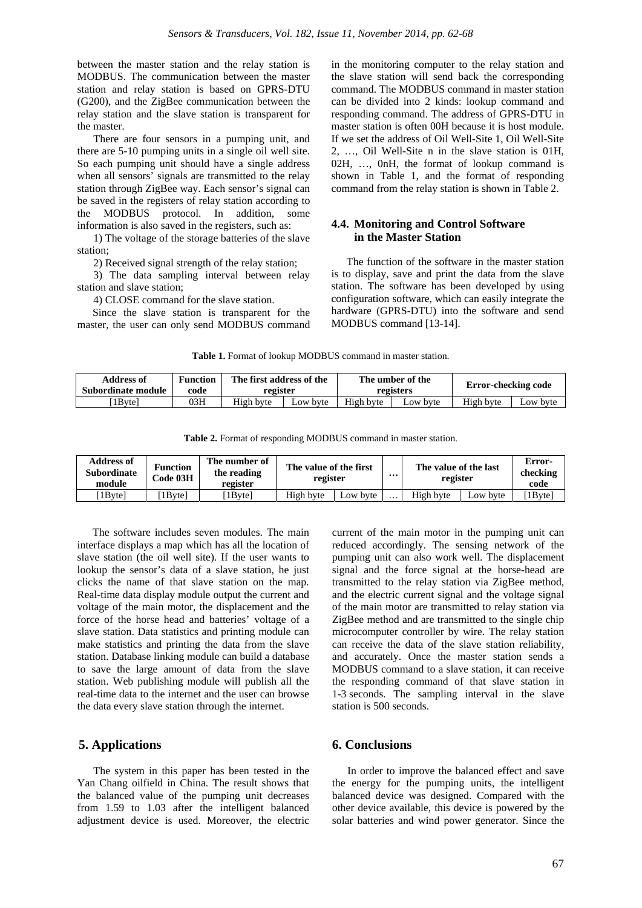between the master station and the relay station is MODBUS. The communication between the master station and relay station is based on GPRS-DTU (G200), and the ZigBee communication between the relay station and the slave station is transparent for the master.

There are four sensors in a pumping unit, and there are 5-10 pumping units in a single oil well site. So each pumping unit should have a single address when all sensors' signals are transmitted to the relay station through ZigBee way. Each sensor's signal can be saved in the registers of relay station according to the MODBUS protocol. In addition, some information is also saved in the registers, such as:

1) The voltage of the storage batteries of the slave station;

2) Received signal strength of the relay station;

3) The data sampling interval between relay station and slave station;

4) CLOSE command for the slave station.

Since the slave station is transparent for the master, the user can only send MODBUS command in the monitoring computer to the relay station and the slave station will send back the corresponding command. The MODBUS command in master station can be divided into 2 kinds: lookup command and responding command. The address of GPRS-DTU in master station is often 00H because it is host module. If we set the address of Oil Well-Site 1, Oil Well-Site 2, …, Oil Well-Site n in the slave station is 01H, 02H, …, 0nH, the format of lookup command is shown in Table 1, and the format of responding command from the relay station is shown in Table 2.

### 4.4. Monitoring and Control Software in the Master Station

The function of the software in the master station is to display, save and print the data from the slave station. The software has been developed by using configuration software, which can easily integrate the hardware (GPRS-DTU) into the software and send MODBUS command [13-14].

**Table 1.** Format of lookup MODBUS command in master station.

| Address of Subordinate module | Function code | The first address of the register | | The umber of the registers | | Error-checking code | |
|---|---|---|---|---|---|---|---|
| [1Byte] | 03H | High byte | Low byte | High byte | Low byte | High byte | Low byte |

**Table 2.** Format of responding MODBUS command in master station.

| Address of Subordinate module | Function Code 03H | The number of the reading register | The value of the first register | | … | The value of the last register | | Error-checking code |
|---|---|---|---|---|---|---|---|---|
| [1Byte] | [1Byte] | [1Byte] | High byte | Low byte | … | High byte | Low byte | [1Byte] |

The software includes seven modules. The main interface displays a map which has all the location of slave station (the oil well site). If the user wants to lookup the sensor's data of a slave station, he just clicks the name of that slave station on the map. Real-time data display module output the current and voltage of the main motor, the displacement and the force of the horse head and batteries' voltage of a slave station. Data statistics and printing module can make statistics and printing the data from the slave station. Database linking module can build a database to save the large amount of data from the slave station. Web publishing module will publish all the real-time data to the internet and the user can browse the data every slave station through the internet.

## 5. Applications

The system in this paper has been tested in the Yan Chang oilfield in China. The result shows that the balanced value of the pumping unit decreases from 1.59 to 1.03 after the intelligent balanced adjustment device is used. Moreover, the electric current of the main motor in the pumping unit can reduced accordingly. The sensing network of the pumping unit can also work well. The displacement signal and the force signal at the horse-head are transmitted to the relay station via ZigBee method, and the electric current signal and the voltage signal of the main motor are transmitted to relay station via ZigBee method and are transmitted to the single chip microcomputer controller by wire. The relay station can receive the data of the slave station reliability, and accurately. Once the master station sends a MODBUS command to a slave station, it can receive the responding command of that slave station in 1-3 seconds. The sampling interval in the slave station is 500 seconds.

## 6. Conclusions

In order to improve the balanced effect and save the energy for the pumping units, the intelligent balanced device was designed. Compared with the other device available, this device is powered by the solar batteries and wind power generator. Since the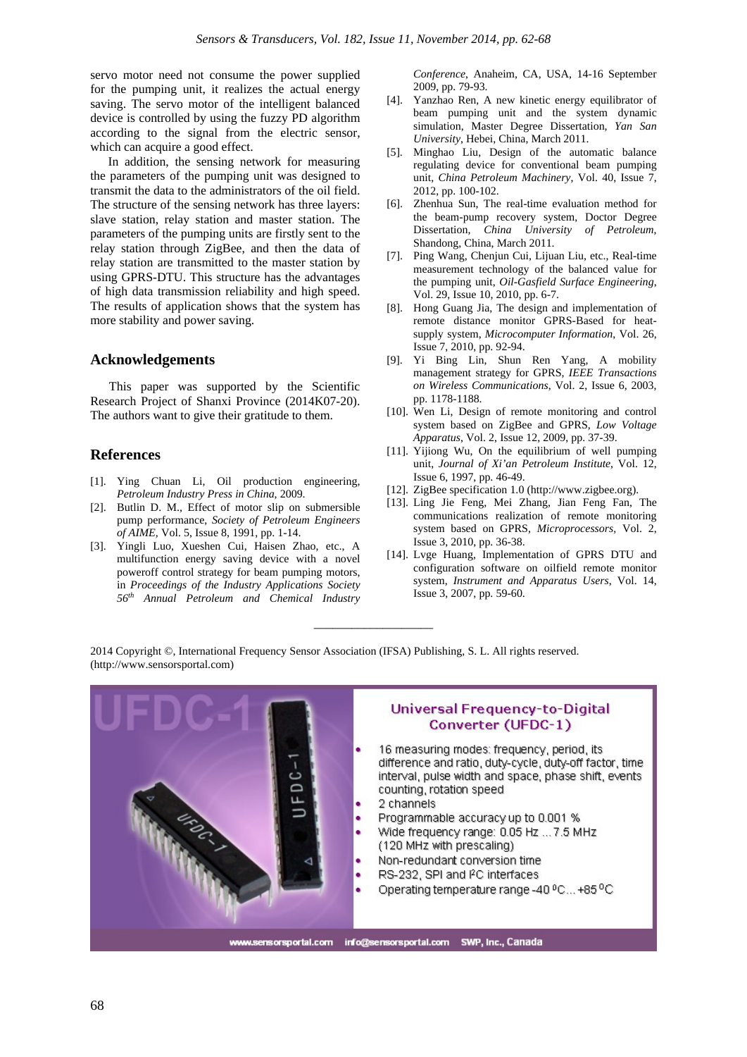servo motor need not consume the power supplied for the pumping unit, it realizes the actual energy saving. The servo motor of the intelligent balanced device is controlled by using the fuzzy PD algorithm according to the signal from the electric sensor, which can acquire a good effect.

In addition, the sensing network for measuring the parameters of the pumping unit was designed to transmit the data to the administrators of the oil field. The structure of the sensing network has three layers: slave station, relay station and master station. The parameters of the pumping units are firstly sent to the relay station through ZigBee, and then the data of relay station are transmitted to the master station by using GPRS-DTU. This structure has the advantages of high data transmission reliability and high speed. The results of application shows that the system has more stability and power saving.

## Acknowledgements

This paper was supported by the Scientific Research Project of Shanxi Province (2014K07-20). The authors want to give their gratitude to them.

## References

[1]. Ying Chuan Li, Oil production engineering, *Petroleum Industry Press in China*, 2009.

[2]. Butlin D. M., Effect of motor slip on submersible pump performance, *Society of Petroleum Engineers of AIME*, Vol. 5, Issue 8, 1991, pp. 1-14.

[3]. Yingli Luo, Xueshen Cui, Haisen Zhao, etc., A multifunction energy saving device with a novel poweroff control strategy for beam pumping motors, in *Proceedings of the Industry Applications Society 56th Annual Petroleum and Chemical Industry Conference*, Anaheim, CA, USA, 14-16 September 2009, pp. 79-93.

[4]. Yanzhao Ren, A new kinetic energy equilibrator of beam pumping unit and the system dynamic simulation, Master Degree Dissertation, *Yan San University*, Hebei, China, March 2011.

[5]. Minghao Liu, Design of the automatic balance regulating device for conventional beam pumping unit, *China Petroleum Machinery*, Vol. 40, Issue 7, 2012, pp. 100-102.

[6]. Zhenhua Sun, The real-time evaluation method for the beam-pump recovery system, Doctor Degree Dissertation, *China University of Petroleum*, Shandong, China, March 2011.

[7]. Ping Wang, Chenjun Cui, Lijuan Liu, etc., Real-time measurement technology of the balanced value for the pumping unit, *Oil-Gasfield Surface Engineering*, Vol. 29, Issue 10, 2010, pp. 6-7.

[8]. Hong Guang Jia, The design and implementation of remote distance monitor GPRS-Based for heat-supply system, *Microcomputer Information*, Vol. 26, Issue 7, 2010, pp. 92-94.

[9]. Yi Bing Lin, Shun Ren Yang, A mobility management strategy for GPRS, *IEEE Transactions on Wireless Communications*, Vol. 2, Issue 6, 2003, pp. 1178-1188.

[10]. Wen Li, Design of remote monitoring and control system based on ZigBee and GPRS, *Low Voltage Apparatus*, Vol. 2, Issue 12, 2009, pp. 37-39.

[11]. Yijiong Wu, On the equilibrium of well pumping unit, *Journal of Xi'an Petroleum Institute*, Vol. 12, Issue 6, 1997, pp. 46-49.

[12]. ZigBee specification 1.0 (http://www.zigbee.org).

[13]. Ling Jie Feng, Mei Zhang, Jian Feng Fan, The communications realization of remote monitoring system based on GPRS, *Microprocessors*, Vol. 2, Issue 3, 2010, pp. 36-38.

[14]. Lvge Huang, Implementation of GPRS DTU and configuration software on oilfield remote monitor system, *Instrument and Apparatus Users*, Vol. 14, Issue 3, 2007, pp. 59-60.

___________________

2014 Copyright ©, International Frequency Sensor Association (IFSA) Publishing, S. L. All rights reserved. (http://www.sensorsportal.com)